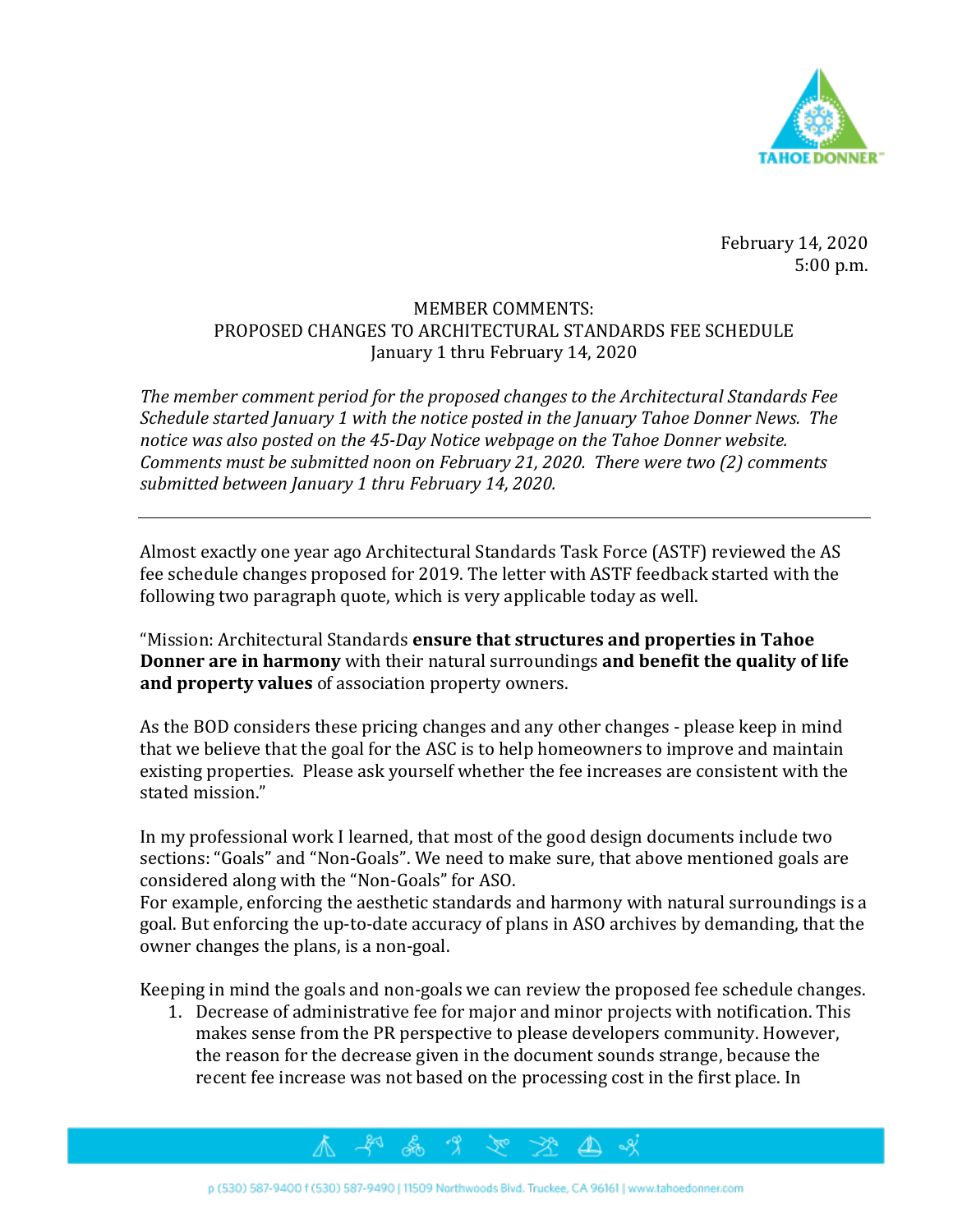February 14, 2020
5:00 p.m.

MEMBER COMMENTS:
PROPOSED CHANGES TO ARCHITECTURAL STANDARDS FEE SCHEDULE
January 1 thru February 14, 2020

*The member comment period for the proposed changes to the Architectural Standards Fee Schedule started January 1 with the notice posted in the January Tahoe Donner News. The notice was also posted on the 45-Day Notice webpage on the Tahoe Donner website. Comments must be submitted noon on February 21, 2020. There were two (2) comments submitted between January 1 thru February 14, 2020.*

---

Almost exactly one year ago Architectural Standards Task Force (ASTF) reviewed the AS fee schedule changes proposed for 2019. The letter with ASTF feedback started with the following two paragraph quote, which is very applicable today as well.

"Mission: Architectural Standards **ensure that structures and properties in Tahoe Donner are in harmony** with their natural surroundings **and benefit the quality of life and property values** of association property owners.

As the BOD considers these pricing changes and any other changes - please keep in mind that we believe that the goal for the ASC is to help homeowners to improve and maintain existing properties. Please ask yourself whether the fee increases are consistent with the stated mission."

In my professional work I learned, that most of the good design documents include two sections: "Goals" and "Non-Goals". We need to make sure, that above mentioned goals are considered along with the "Non-Goals" for ASO.
For example, enforcing the aesthetic standards and harmony with natural surroundings is a goal. But enforcing the up-to-date accuracy of plans in ASO archives by demanding, that the owner changes the plans, is a non-goal.

Keeping in mind the goals and non-goals we can review the proposed fee schedule changes.

1. Decrease of administrative fee for major and minor projects with notification. This makes sense from the PR perspective to please developers community. However, the reason for the decrease given in the document sounds strange, because the recent fee increase was not based on the processing cost in the first place. In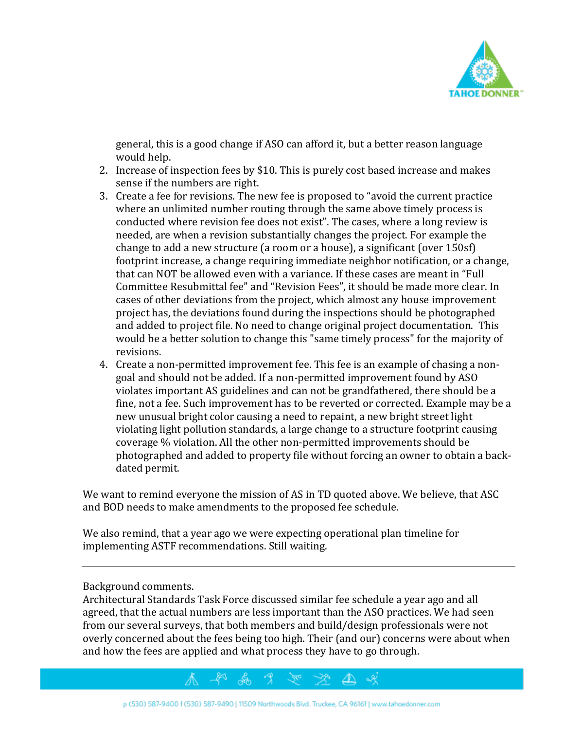general, this is a good change if ASO can afford it, but a better reason language would help.

2. Increase of inspection fees by $10. This is purely cost based increase and makes sense if the numbers are right.
3. Create a fee for revisions. The new fee is proposed to “avoid the current practice where an unlimited number routing through the same above timely process is conducted where revision fee does not exist”. The cases, where a long review is needed, are when a revision substantially changes the project. For example the change to add a new structure (a room or a house), a significant (over 150sf) footprint increase, a change requiring immediate neighbor notification, or a change, that can NOT be allowed even with a variance. If these cases are meant in “Full Committee Resubmittal fee” and “Revision Fees”, it should be made more clear. In cases of other deviations from the project, which almost any house improvement project has, the deviations found during the inspections should be photographed and added to project file. No need to change original project documentation. This would be a better solution to change this "same timely process" for the majority of revisions.
4. Create a non-permitted improvement fee. This fee is an example of chasing a non-goal and should not be added. If a non-permitted improvement found by ASO violates important AS guidelines and can not be grandfathered, there should be a fine, not a fee. Such improvement has to be reverted or corrected. Example may be a new unusual bright color causing a need to repaint, a new bright street light violating light pollution standards, a large change to a structure footprint causing coverage % violation. All the other non-permitted improvements should be photographed and added to property file without forcing an owner to obtain a back-dated permit.

We want to remind everyone the mission of AS in TD quoted above. We believe, that ASC and BOD needs to make amendments to the proposed fee schedule.

We also remind, that a year ago we were expecting operational plan timeline for implementing ASTF recommendations. Still waiting.

---

Background comments.
Architectural Standards Task Force discussed similar fee schedule a year ago and all agreed, that the actual numbers are less important than the ASO practices. We had seen from our several surveys, that both members and build/design professionals were not overly concerned about the fees being too high. Their (and our) concerns were about when and how the fees are applied and what process they have to go through.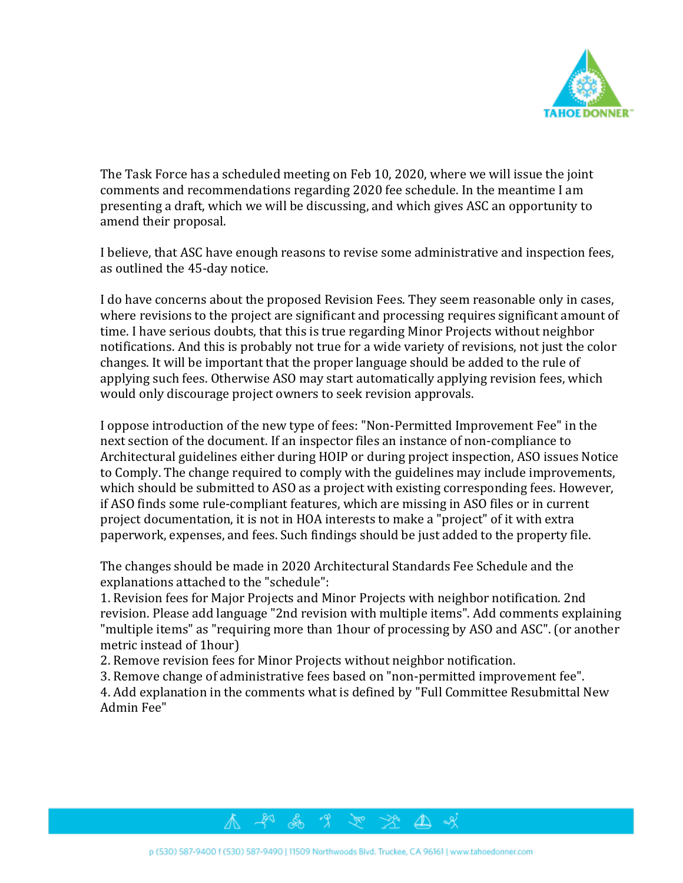The Task Force has a scheduled meeting on Feb 10, 2020, where we will issue the joint comments and recommendations regarding 2020 fee schedule. In the meantime I am presenting a draft, which we will be discussing, and which gives ASC an opportunity to amend their proposal.

I believe, that ASC have enough reasons to revise some administrative and inspection fees, as outlined the 45-day notice.

I do have concerns about the proposed Revision Fees. They seem reasonable only in cases, where revisions to the project are significant and processing requires significant amount of time. I have serious doubts, that this is true regarding Minor Projects without neighbor notifications. And this is probably not true for a wide variety of revisions, not just the color changes. It will be important that the proper language should be added to the rule of applying such fees. Otherwise ASO may start automatically applying revision fees, which would only discourage project owners to seek revision approvals.

I oppose introduction of the new type of fees: "Non-Permitted Improvement Fee" in the next section of the document. If an inspector files an instance of non-compliance to Architectural guidelines either during HOIP or during project inspection, ASO issues Notice to Comply. The change required to comply with the guidelines may include improvements, which should be submitted to ASO as a project with existing corresponding fees. However, if ASO finds some rule-compliant features, which are missing in ASO files or in current project documentation, it is not in HOA interests to make a "project" of it with extra paperwork, expenses, and fees. Such findings should be just added to the property file.

The changes should be made in 2020 Architectural Standards Fee Schedule and the explanations attached to the "schedule":

1. Revision fees for Major Projects and Minor Projects with neighbor notification. 2nd revision. Please add language "2nd revision with multiple items". Add comments explaining "multiple items" as "requiring more than 1hour of processing by ASO and ASC". (or another metric instead of 1hour)
2. Remove revision fees for Minor Projects without neighbor notification.
3. Remove change of administrative fees based on "non-permitted improvement fee".
4. Add explanation in the comments what is defined by "Full Committee Resubmittal New Admin Fee"